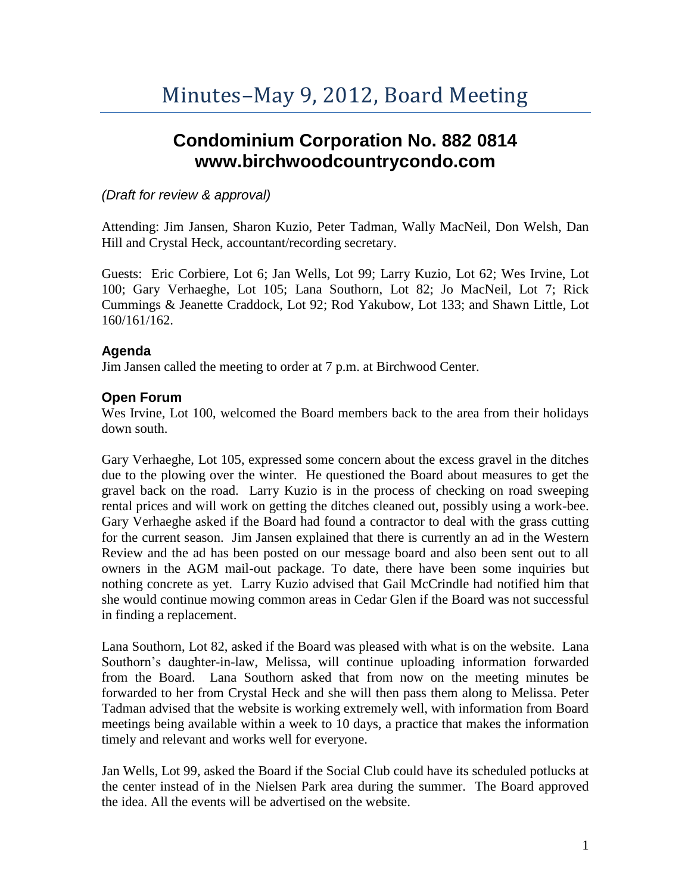# Minutes–May 9, 2012, Board Meeting

## Condominium Corporation No. 882 0814
## www.birchwoodcountrycondo.com

*(Draft for review & approval)*

Attending: Jim Jansen, Sharon Kuzio, Peter Tadman, Wally MacNeil, Don Welsh, Dan Hill and Crystal Heck, accountant/recording secretary.

Guests: Eric Corbiere, Lot 6; Jan Wells, Lot 99; Larry Kuzio, Lot 62; Wes Irvine, Lot 100; Gary Verhaeghe, Lot 105; Lana Southorn, Lot 82; Jo MacNeil, Lot 7; Rick Cummings & Jeanette Craddock, Lot 92; Rod Yakubow, Lot 133; and Shawn Little, Lot 160/161/162.

### Agenda

Jim Jansen called the meeting to order at 7 p.m. at Birchwood Center.

### Open Forum

Wes Irvine, Lot 100, welcomed the Board members back to the area from their holidays down south.

Gary Verhaeghe, Lot 105, expressed some concern about the excess gravel in the ditches due to the plowing over the winter. He questioned the Board about measures to get the gravel back on the road. Larry Kuzio is in the process of checking on road sweeping rental prices and will work on getting the ditches cleaned out, possibly using a work-bee. Gary Verhaeghe asked if the Board had found a contractor to deal with the grass cutting for the current season. Jim Jansen explained that there is currently an ad in the Western Review and the ad has been posted on our message board and also been sent out to all owners in the AGM mail-out package. To date, there have been some inquiries but nothing concrete as yet. Larry Kuzio advised that Gail McCrindle had notified him that she would continue mowing common areas in Cedar Glen if the Board was not successful in finding a replacement.

Lana Southorn, Lot 82, asked if the Board was pleased with what is on the website. Lana Southorn's daughter-in-law, Melissa, will continue uploading information forwarded from the Board. Lana Southorn asked that from now on the meeting minutes be forwarded to her from Crystal Heck and she will then pass them along to Melissa. Peter Tadman advised that the website is working extremely well, with information from Board meetings being available within a week to 10 days, a practice that makes the information timely and relevant and works well for everyone.

Jan Wells, Lot 99, asked the Board if the Social Club could have its scheduled potlucks at the center instead of in the Nielsen Park area during the summer. The Board approved the idea. All the events will be advertised on the website.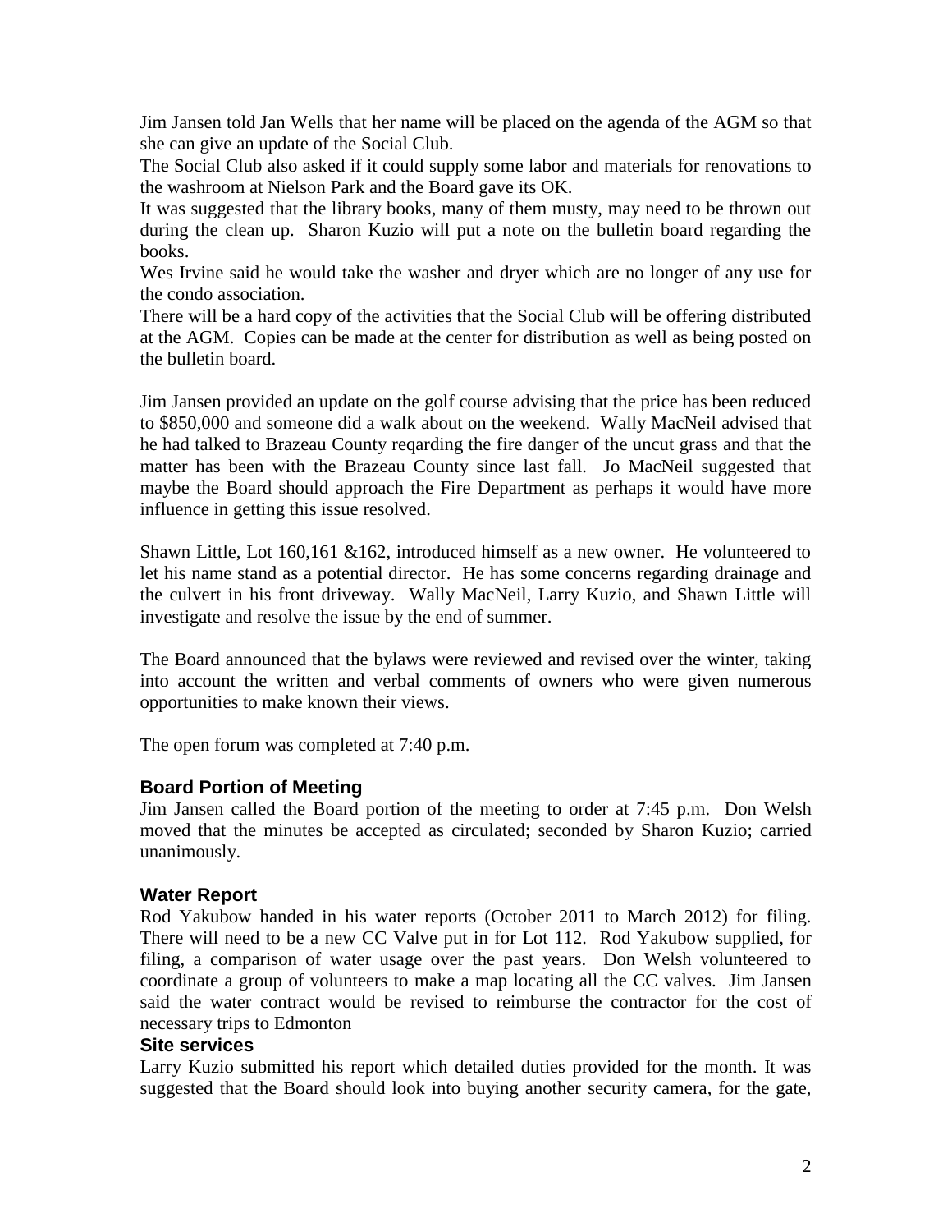Jim Jansen told Jan Wells that her name will be placed on the agenda of the AGM so that she can give an update of the Social Club.

The Social Club also asked if it could supply some labor and materials for renovations to the washroom at Nielson Park and the Board gave its OK.

It was suggested that the library books, many of them musty, may need to be thrown out during the clean up. Sharon Kuzio will put a note on the bulletin board regarding the books.

Wes Irvine said he would take the washer and dryer which are no longer of any use for the condo association.

There will be a hard copy of the activities that the Social Club will be offering distributed at the AGM. Copies can be made at the center for distribution as well as being posted on the bulletin board.

Jim Jansen provided an update on the golf course advising that the price has been reduced to $850,000 and someone did a walk about on the weekend. Wally MacNeil advised that he had talked to Brazeau County reqarding the fire danger of the uncut grass and that the matter has been with the Brazeau County since last fall. Jo MacNeil suggested that maybe the Board should approach the Fire Department as perhaps it would have more influence in getting this issue resolved.

Shawn Little, Lot 160,161 &162, introduced himself as a new owner. He volunteered to let his name stand as a potential director. He has some concerns regarding drainage and the culvert in his front driveway. Wally MacNeil, Larry Kuzio, and Shawn Little will investigate and resolve the issue by the end of summer.

The Board announced that the bylaws were reviewed and revised over the winter, taking into account the written and verbal comments of owners who were given numerous opportunities to make known their views.

The open forum was completed at 7:40 p.m.

### Board Portion of Meeting

Jim Jansen called the Board portion of the meeting to order at 7:45 p.m. Don Welsh moved that the minutes be accepted as circulated; seconded by Sharon Kuzio; carried unanimously.

### Water Report

Rod Yakubow handed in his water reports (October 2011 to March 2012) for filing. There will need to be a new CC Valve put in for Lot 112. Rod Yakubow supplied, for filing, a comparison of water usage over the past years. Don Welsh volunteered to coordinate a group of volunteers to make a map locating all the CC valves. Jim Jansen said the water contract would be revised to reimburse the contractor for the cost of necessary trips to Edmonton

### Site services

Larry Kuzio submitted his report which detailed duties provided for the month. It was suggested that the Board should look into buying another security camera, for the gate,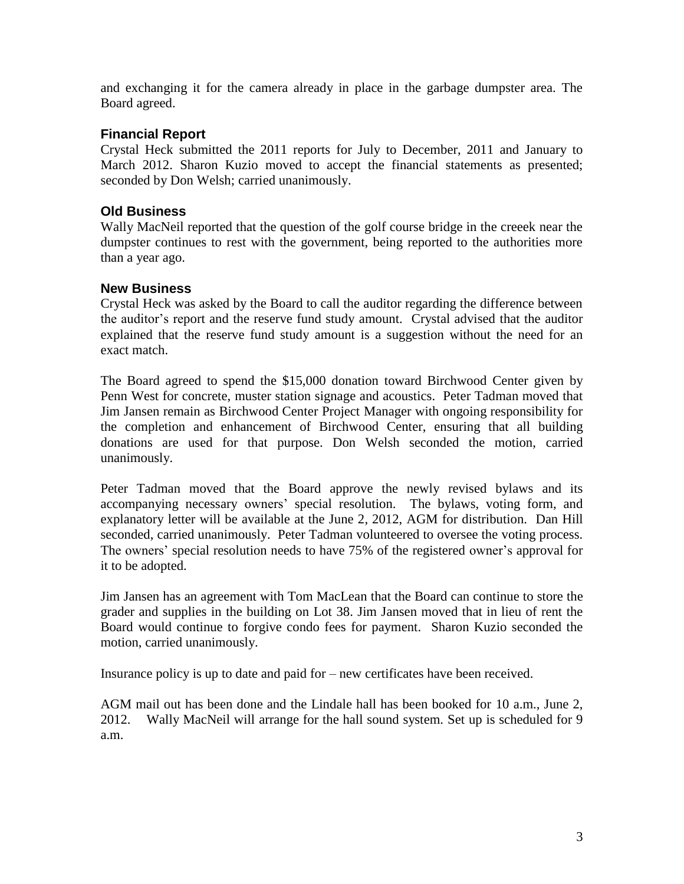and exchanging it for the camera already in place in the garbage dumpster area. The Board agreed.

## Financial Report

Crystal Heck submitted the 2011 reports for July to December, 2011 and January to March 2012. Sharon Kuzio moved to accept the financial statements as presented; seconded by Don Welsh; carried unanimously.

## Old Business

Wally MacNeil reported that the question of the golf course bridge in the creeek near the dumpster continues to rest with the government, being reported to the authorities more than a year ago.

## New Business

Crystal Heck was asked by the Board to call the auditor regarding the difference between the auditor's report and the reserve fund study amount. Crystal advised that the auditor explained that the reserve fund study amount is a suggestion without the need for an exact match.

The Board agreed to spend the $15,000 donation toward Birchwood Center given by Penn West for concrete, muster station signage and acoustics. Peter Tadman moved that Jim Jansen remain as Birchwood Center Project Manager with ongoing responsibility for the completion and enhancement of Birchwood Center, ensuring that all building donations are used for that purpose. Don Welsh seconded the motion, carried unanimously.

Peter Tadman moved that the Board approve the newly revised bylaws and its accompanying necessary owners' special resolution. The bylaws, voting form, and explanatory letter will be available at the June 2, 2012, AGM for distribution. Dan Hill seconded, carried unanimously. Peter Tadman volunteered to oversee the voting process. The owners' special resolution needs to have 75% of the registered owner's approval for it to be adopted.

Jim Jansen has an agreement with Tom MacLean that the Board can continue to store the grader and supplies in the building on Lot 38. Jim Jansen moved that in lieu of rent the Board would continue to forgive condo fees for payment. Sharon Kuzio seconded the motion, carried unanimously.

Insurance policy is up to date and paid for – new certificates have been received.

AGM mail out has been done and the Lindale hall has been booked for 10 a.m., June 2, 2012. Wally MacNeil will arrange for the hall sound system. Set up is scheduled for 9 a.m.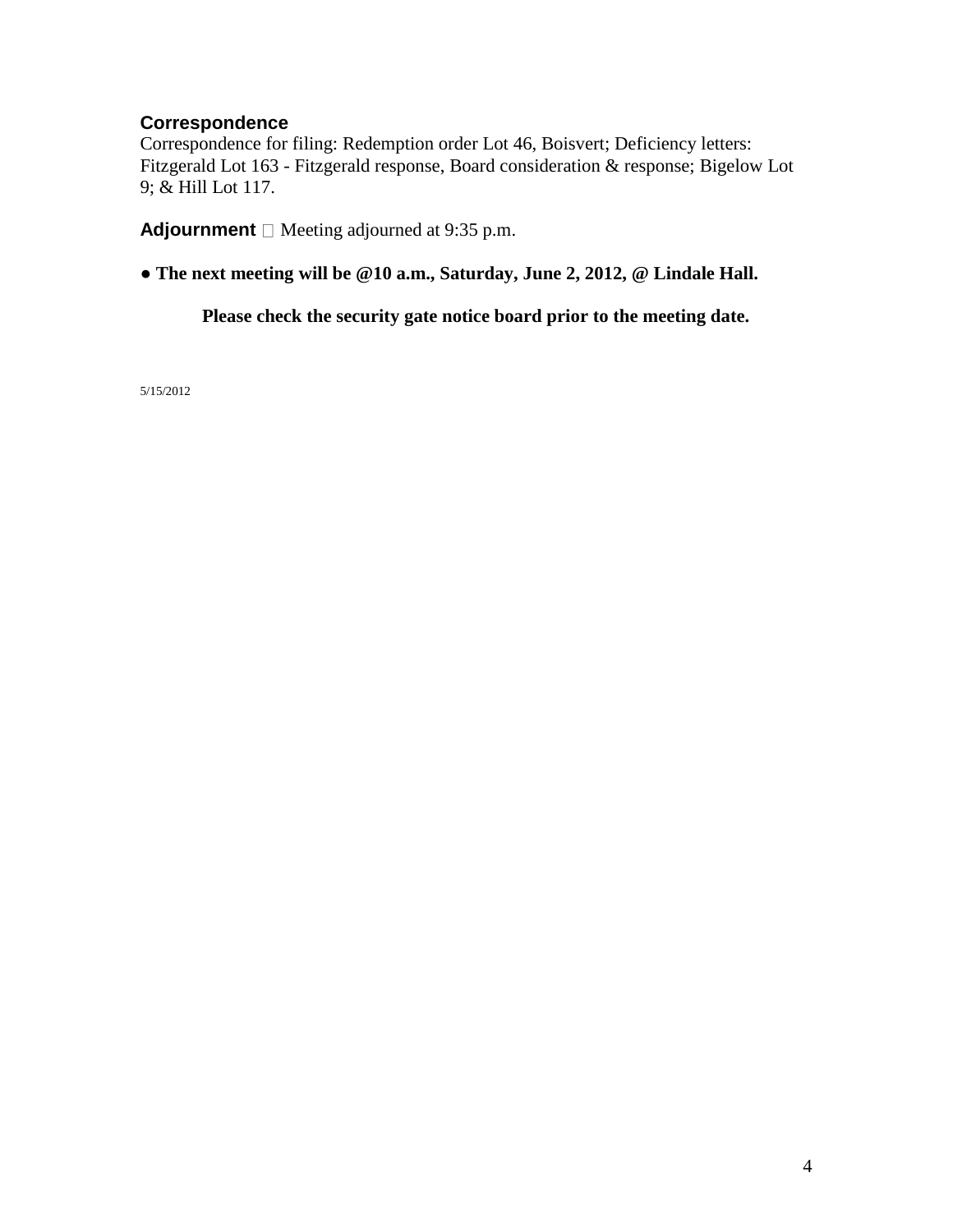**Correspondence**

Correspondence for filing: Redemption order Lot 46, Boisvert; Deficiency letters: Fitzgerald Lot 163 - Fitzgerald response, Board consideration & response; Bigelow Lot 9; & Hill Lot 117.

**Adjournment**  Meeting adjourned at 9:35 p.m.

**● The next meeting will be @10 a.m., Saturday, June 2, 2012, @ Lindale Hall.**

**Please check the security gate notice board prior to the meeting date.**

5/15/2012